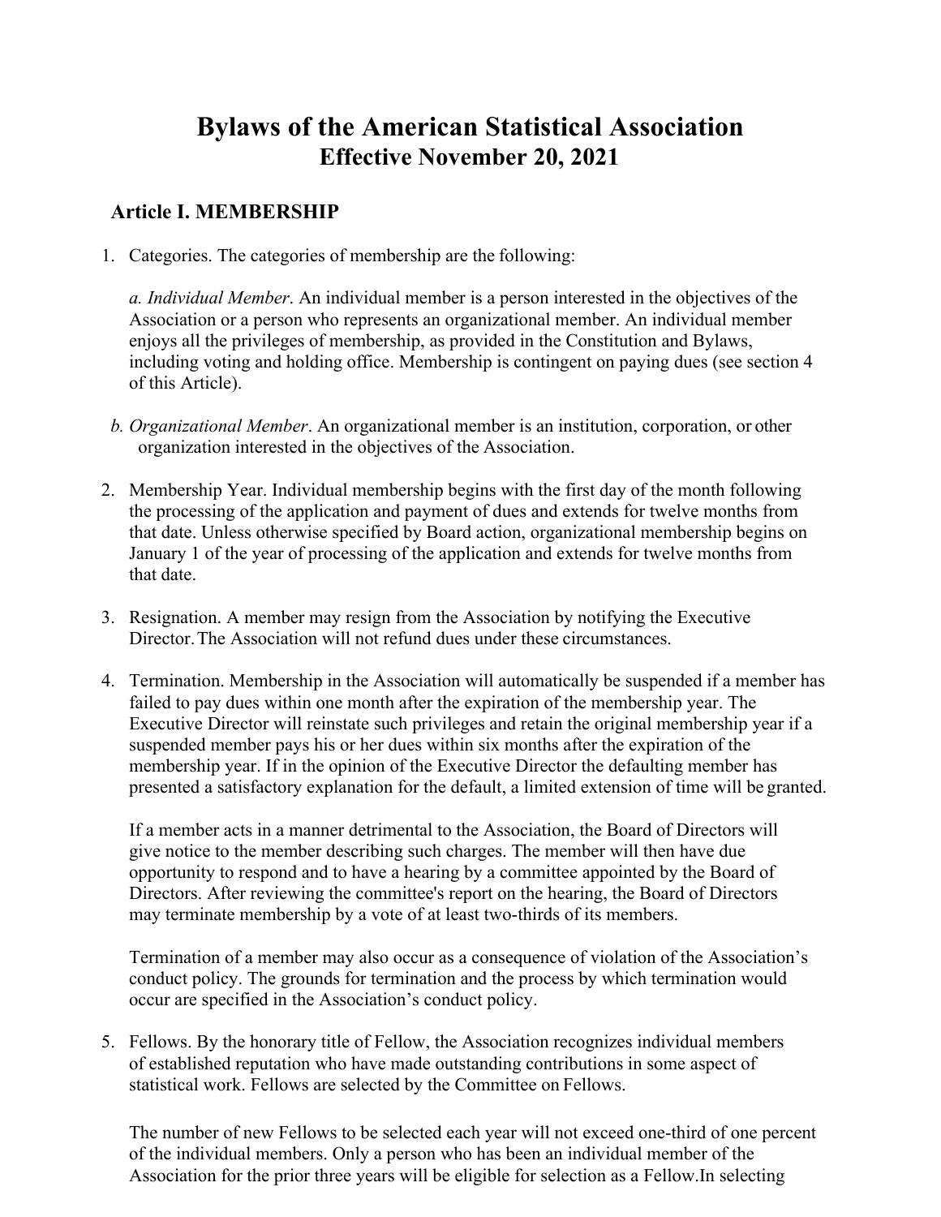# Bylaws of the American Statistical Association
## Effective November 20, 2021

### Article I. MEMBERSHIP

1. Categories. The categories of membership are the following:

   *a. Individual Member*. An individual member is a person interested in the objectives of the Association or a person who represents an organizational member. An individual member enjoys all the privileges of membership, as provided in the Constitution and Bylaws, including voting and holding office. Membership is contingent on paying dues (see section 4 of this Article).

   *b. Organizational Member*. An organizational member is an institution, corporation, or other organization interested in the objectives of the Association.

2. Membership Year. Individual membership begins with the first day of the month following the processing of the application and payment of dues and extends for twelve months from that date. Unless otherwise specified by Board action, organizational membership begins on January 1 of the year of processing of the application and extends for twelve months from that date.

3. Resignation. A member may resign from the Association by notifying the Executive Director. The Association will not refund dues under these circumstances.

4. Termination. Membership in the Association will automatically be suspended if a member has failed to pay dues within one month after the expiration of the membership year. The Executive Director will reinstate such privileges and retain the original membership year if a suspended member pays his or her dues within six months after the expiration of the membership year. If in the opinion of the Executive Director the defaulting member has presented a satisfactory explanation for the default, a limited extension of time will be granted.

   If a member acts in a manner detrimental to the Association, the Board of Directors will give notice to the member describing such charges. The member will then have due opportunity to respond and to have a hearing by a committee appointed by the Board of Directors. After reviewing the committee's report on the hearing, the Board of Directors may terminate membership by a vote of at least two-thirds of its members.

   Termination of a member may also occur as a consequence of violation of the Association's conduct policy. The grounds for termination and the process by which termination would occur are specified in the Association's conduct policy.

5. Fellows. By the honorary title of Fellow, the Association recognizes individual members of established reputation who have made outstanding contributions in some aspect of statistical work. Fellows are selected by the Committee on Fellows.

   The number of new Fellows to be selected each year will not exceed one-third of one percent of the individual members. Only a person who has been an individual member of the Association for the prior three years will be eligible for selection as a Fellow. In selecting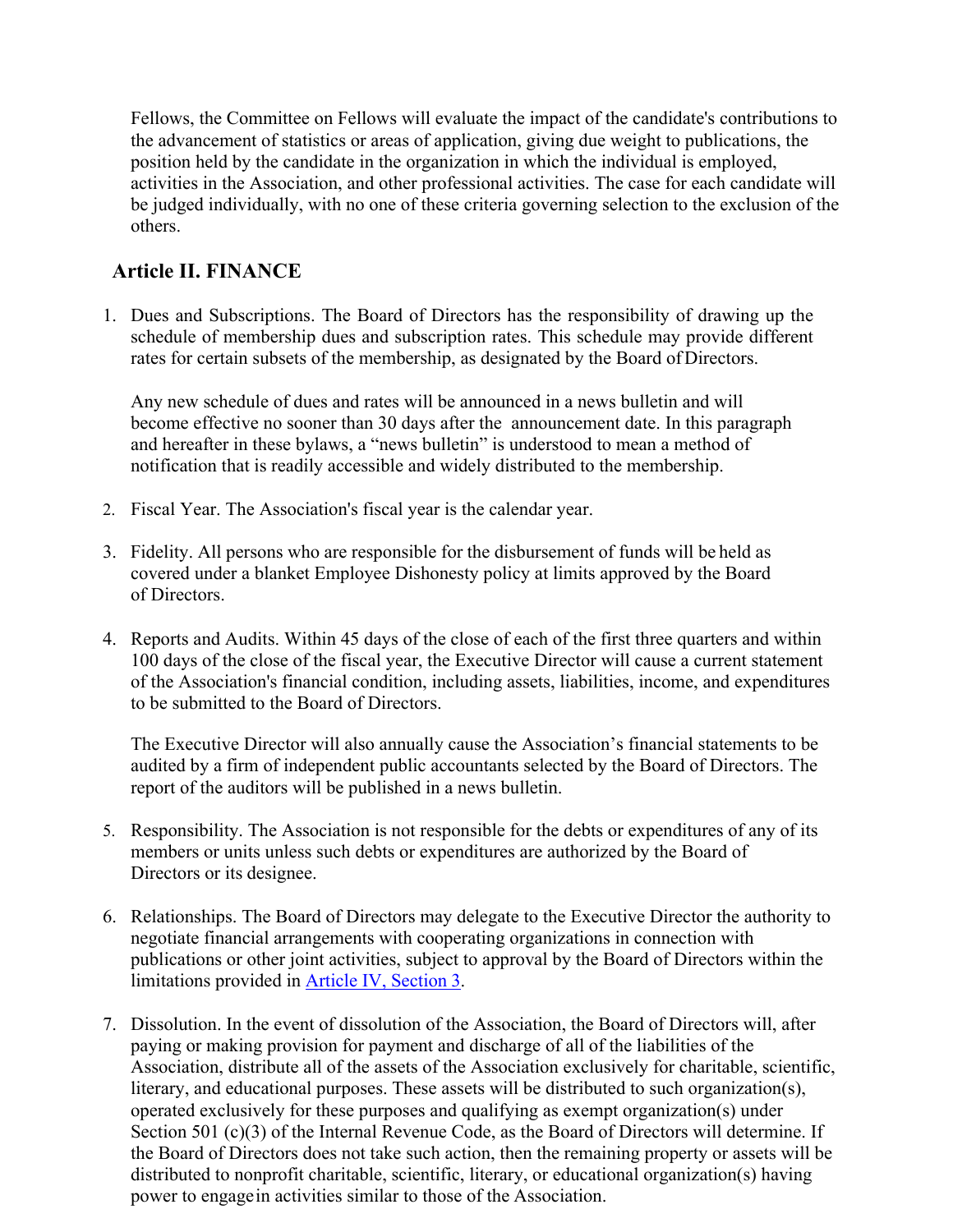Fellows, the Committee on Fellows will evaluate the impact of the candidate's contributions to the advancement of statistics or areas of application, giving due weight to publications, the position held by the candidate in the organization in which the individual is employed, activities in the Association, and other professional activities. The case for each candidate will be judged individually, with no one of these criteria governing selection to the exclusion of the others.

## Article II. FINANCE

1. Dues and Subscriptions. The Board of Directors has the responsibility of drawing up the schedule of membership dues and subscription rates. This schedule may provide different rates for certain subsets of the membership, as designated by the Board of Directors.

   Any new schedule of dues and rates will be announced in a news bulletin and will become effective no sooner than 30 days after the announcement date. In this paragraph and hereafter in these bylaws, a "news bulletin" is understood to mean a method of notification that is readily accessible and widely distributed to the membership.

2. Fiscal Year. The Association's fiscal year is the calendar year.

3. Fidelity. All persons who are responsible for the disbursement of funds will be held as covered under a blanket Employee Dishonesty policy at limits approved by the Board of Directors.

4. Reports and Audits. Within 45 days of the close of each of the first three quarters and within 100 days of the close of the fiscal year, the Executive Director will cause a current statement of the Association's financial condition, including assets, liabilities, income, and expenditures to be submitted to the Board of Directors.

   The Executive Director will also annually cause the Association's financial statements to be audited by a firm of independent public accountants selected by the Board of Directors. The report of the auditors will be published in a news bulletin.

5. Responsibility. The Association is not responsible for the debts or expenditures of any of its members or units unless such debts or expenditures are authorized by the Board of Directors or its designee.

6. Relationships. The Board of Directors may delegate to the Executive Director the authority to negotiate financial arrangements with cooperating organizations in connection with publications or other joint activities, subject to approval by the Board of Directors within the limitations provided in Article IV, Section 3.

7. Dissolution. In the event of dissolution of the Association, the Board of Directors will, after paying or making provision for payment and discharge of all of the liabilities of the Association, distribute all of the assets of the Association exclusively for charitable, scientific, literary, and educational purposes. These assets will be distributed to such organization(s), operated exclusively for these purposes and qualifying as exempt organization(s) under Section 501 (c)(3) of the Internal Revenue Code, as the Board of Directors will determine. If the Board of Directors does not take such action, then the remaining property or assets will be distributed to nonprofit charitable, scientific, literary, or educational organization(s) having power to engage in activities similar to those of the Association.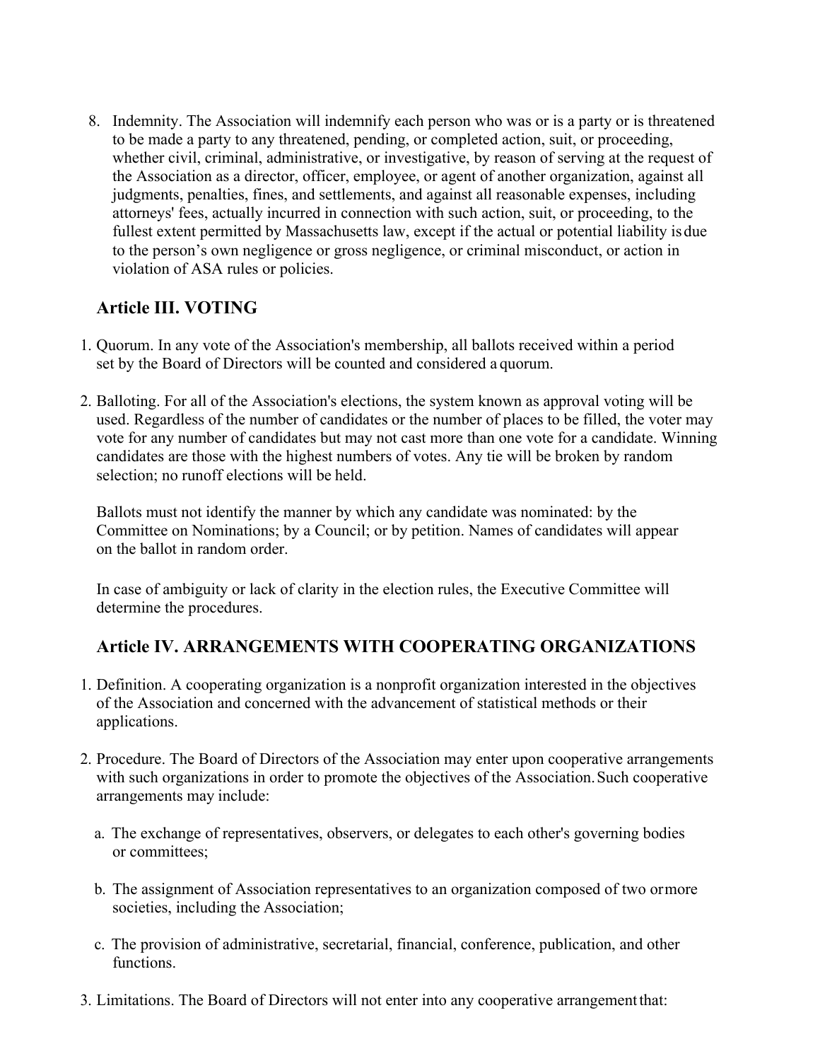8. Indemnity. The Association will indemnify each person who was or is a party or is threatened to be made a party to any threatened, pending, or completed action, suit, or proceeding, whether civil, criminal, administrative, or investigative, by reason of serving at the request of the Association as a director, officer, employee, or agent of another organization, against all judgments, penalties, fines, and settlements, and against all reasonable expenses, including attorneys' fees, actually incurred in connection with such action, suit, or proceeding, to the fullest extent permitted by Massachusetts law, except if the actual or potential liability is due to the person's own negligence or gross negligence, or criminal misconduct, or action in violation of ASA rules or policies.

## Article III. VOTING

1. Quorum. In any vote of the Association's membership, all ballots received within a period set by the Board of Directors will be counted and considered a quorum.

2. Balloting. For all of the Association's elections, the system known as approval voting will be used. Regardless of the number of candidates or the number of places to be filled, the voter may vote for any number of candidates but may not cast more than one vote for a candidate. Winning candidates are those with the highest numbers of votes. Any tie will be broken by random selection; no runoff elections will be held.

   Ballots must not identify the manner by which any candidate was nominated: by the Committee on Nominations; by a Council; or by petition. Names of candidates will appear on the ballot in random order.

   In case of ambiguity or lack of clarity in the election rules, the Executive Committee will determine the procedures.

## Article IV. ARRANGEMENTS WITH COOPERATING ORGANIZATIONS

1. Definition. A cooperating organization is a nonprofit organization interested in the objectives of the Association and concerned with the advancement of statistical methods or their applications.

2. Procedure. The Board of Directors of the Association may enter upon cooperative arrangements with such organizations in order to promote the objectives of the Association. Such cooperative arrangements may include:

   a. The exchange of representatives, observers, or delegates to each other's governing bodies or committees;

   b. The assignment of Association representatives to an organization composed of two or more societies, including the Association;

   c. The provision of administrative, secretarial, financial, conference, publication, and other functions.

3. Limitations. The Board of Directors will not enter into any cooperative arrangement that: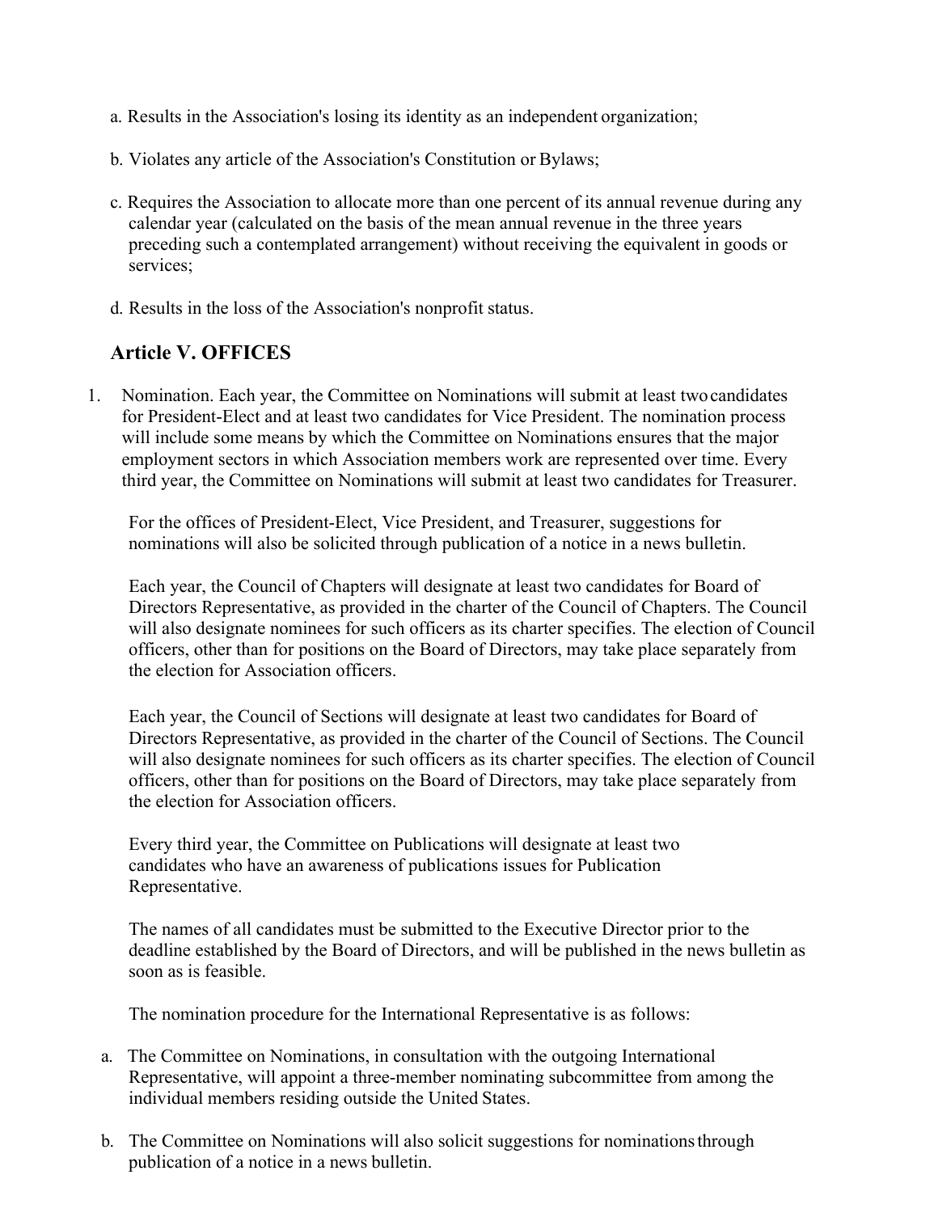a. Results in the Association's losing its identity as an independent organization;

b. Violates any article of the Association's Constitution or Bylaws;

c. Requires the Association to allocate more than one percent of its annual revenue during any calendar year (calculated on the basis of the mean annual revenue in the three years preceding such a contemplated arrangement) without receiving the equivalent in goods or services;

d. Results in the loss of the Association's nonprofit status.

## Article V. OFFICES

1. Nomination. Each year, the Committee on Nominations will submit at least two candidates for President-Elect and at least two candidates for Vice President. The nomination process will include some means by which the Committee on Nominations ensures that the major employment sectors in which Association members work are represented over time. Every third year, the Committee on Nominations will submit at least two candidates for Treasurer.

   For the offices of President-Elect, Vice President, and Treasurer, suggestions for nominations will also be solicited through publication of a notice in a news bulletin.

   Each year, the Council of Chapters will designate at least two candidates for Board of Directors Representative, as provided in the charter of the Council of Chapters. The Council will also designate nominees for such officers as its charter specifies. The election of Council officers, other than for positions on the Board of Directors, may take place separately from the election for Association officers.

   Each year, the Council of Sections will designate at least two candidates for Board of Directors Representative, as provided in the charter of the Council of Sections. The Council will also designate nominees for such officers as its charter specifies. The election of Council officers, other than for positions on the Board of Directors, may take place separately from the election for Association officers.

   Every third year, the Committee on Publications will designate at least two candidates who have an awareness of publications issues for Publication Representative.

   The names of all candidates must be submitted to the Executive Director prior to the deadline established by the Board of Directors, and will be published in the news bulletin as soon as is feasible.

   The nomination procedure for the International Representative is as follows:

   a. The Committee on Nominations, in consultation with the outgoing International Representative, will appoint a three-member nominating subcommittee from among the individual members residing outside the United States.

   b. The Committee on Nominations will also solicit suggestions for nominations through publication of a notice in a news bulletin.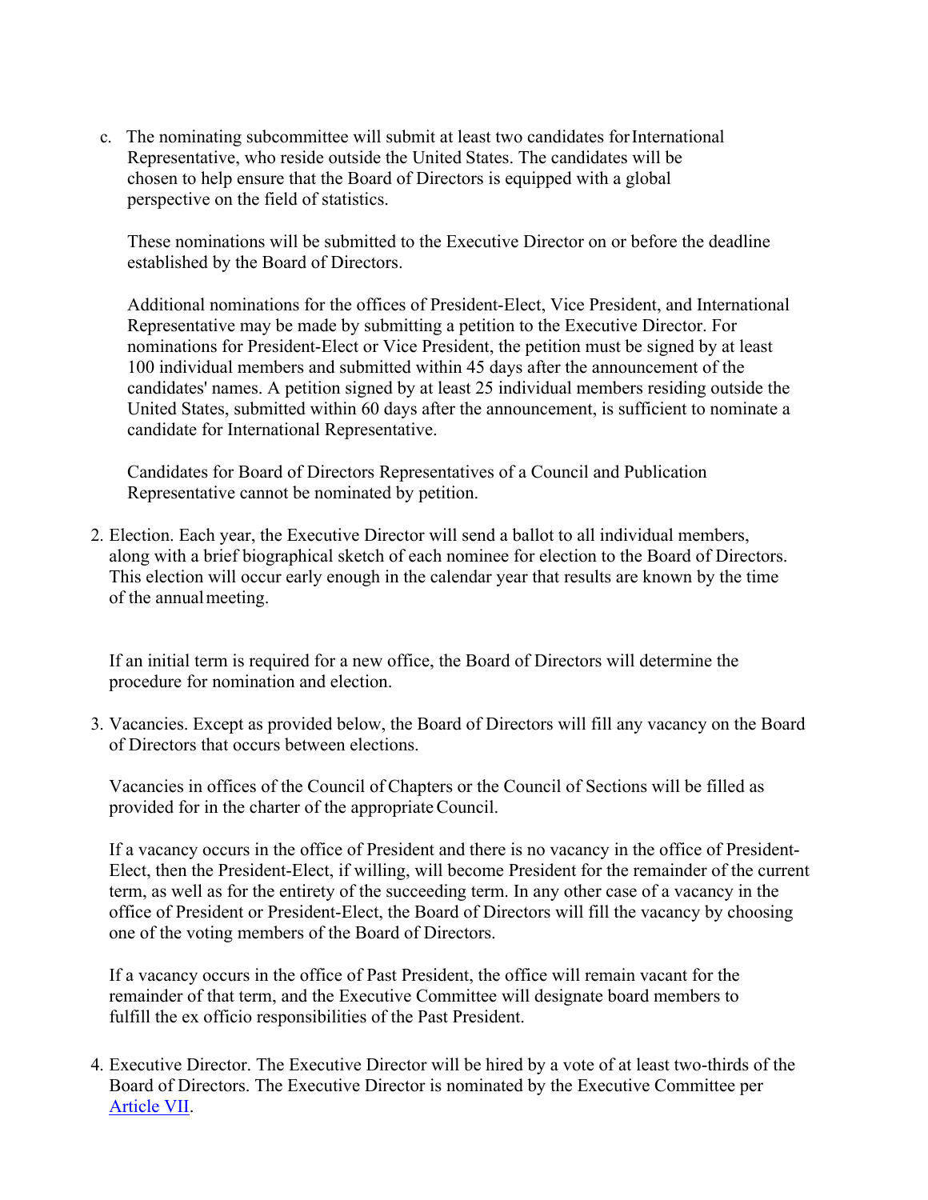c. The nominating subcommittee will submit at least two candidates for International Representative, who reside outside the United States. The candidates will be chosen to help ensure that the Board of Directors is equipped with a global perspective on the field of statistics.

   These nominations will be submitted to the Executive Director on or before the deadline established by the Board of Directors.

   Additional nominations for the offices of President-Elect, Vice President, and International Representative may be made by submitting a petition to the Executive Director. For nominations for President-Elect or Vice President, the petition must be signed by at least 100 individual members and submitted within 45 days after the announcement of the candidates' names. A petition signed by at least 25 individual members residing outside the United States, submitted within 60 days after the announcement, is sufficient to nominate a candidate for International Representative.

   Candidates for Board of Directors Representatives of a Council and Publication Representative cannot be nominated by petition.

2. Election. Each year, the Executive Director will send a ballot to all individual members, along with a brief biographical sketch of each nominee for election to the Board of Directors. This election will occur early enough in the calendar year that results are known by the time of the annual meeting.

   If an initial term is required for a new office, the Board of Directors will determine the procedure for nomination and election.

3. Vacancies. Except as provided below, the Board of Directors will fill any vacancy on the Board of Directors that occurs between elections.

   Vacancies in offices of the Council of Chapters or the Council of Sections will be filled as provided for in the charter of the appropriate Council.

   If a vacancy occurs in the office of President and there is no vacancy in the office of President-Elect, then the President-Elect, if willing, will become President for the remainder of the current term, as well as for the entirety of the succeeding term. In any other case of a vacancy in the office of President or President-Elect, the Board of Directors will fill the vacancy by choosing one of the voting members of the Board of Directors.

   If a vacancy occurs in the office of Past President, the office will remain vacant for the remainder of that term, and the Executive Committee will designate board members to fulfill the ex officio responsibilities of the Past President.

4. Executive Director. The Executive Director will be hired by a vote of at least two-thirds of the Board of Directors. The Executive Director is nominated by the Executive Committee per Article VII.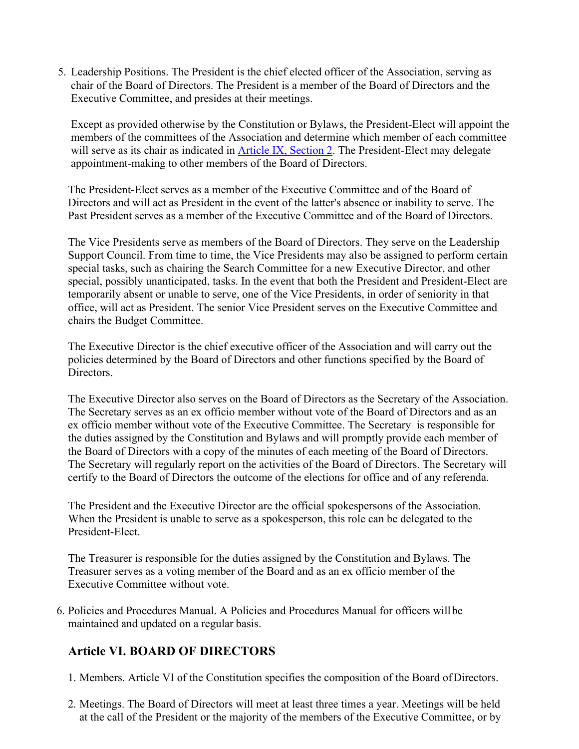5. Leadership Positions. The President is the chief elected officer of the Association, serving as chair of the Board of Directors. The President is a member of the Board of Directors and the Executive Committee, and presides at their meetings.

   Except as provided otherwise by the Constitution or Bylaws, the President-Elect will appoint the members of the committees of the Association and determine which member of each committee will serve as its chair as indicated in [Article IX, Section 2](). The President-Elect may delegate appointment-making to other members of the Board of Directors.

   The President-Elect serves as a member of the Executive Committee and of the Board of Directors and will act as President in the event of the latter's absence or inability to serve. The Past President serves as a member of the Executive Committee and of the Board of Directors.

   The Vice Presidents serve as members of the Board of Directors. They serve on the Leadership Support Council. From time to time, the Vice Presidents may also be assigned to perform certain special tasks, such as chairing the Search Committee for a new Executive Director, and other special, possibly unanticipated, tasks. In the event that both the President and President-Elect are temporarily absent or unable to serve, one of the Vice Presidents, in order of seniority in that office, will act as President. The senior Vice President serves on the Executive Committee and chairs the Budget Committee.

   The Executive Director is the chief executive officer of the Association and will carry out the policies determined by the Board of Directors and other functions specified by the Board of Directors.

   The Executive Director also serves on the Board of Directors as the Secretary of the Association. The Secretary serves as an ex officio member without vote of the Board of Directors and as an ex officio member without vote of the Executive Committee. The Secretary is responsible for the duties assigned by the Constitution and Bylaws and will promptly provide each member of the Board of Directors with a copy of the minutes of each meeting of the Board of Directors. The Secretary will regularly report on the activities of the Board of Directors. The Secretary will certify to the Board of Directors the outcome of the elections for office and of any referenda.

   The President and the Executive Director are the official spokespersons of the Association. When the President is unable to serve as a spokesperson, this role can be delegated to the President-Elect.

   The Treasurer is responsible for the duties assigned by the Constitution and Bylaws. The Treasurer serves as a voting member of the Board and as an ex officio member of the Executive Committee without vote.

6. Policies and Procedures Manual. A Policies and Procedures Manual for officers will be maintained and updated on a regular basis.

## Article VI. BOARD OF DIRECTORS

1. Members. Article VI of the Constitution specifies the composition of the Board of Directors.

2. Meetings. The Board of Directors will meet at least three times a year. Meetings will be held at the call of the President or the majority of the members of the Executive Committee, or by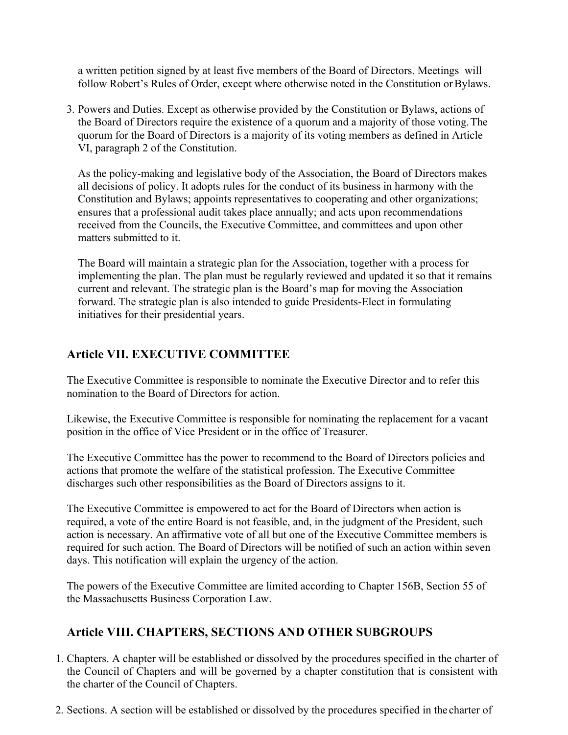a written petition signed by at least five members of the Board of Directors. Meetings will follow Robert's Rules of Order, except where otherwise noted in the Constitution or Bylaws.

3. Powers and Duties. Except as otherwise provided by the Constitution or Bylaws, actions of the Board of Directors require the existence of a quorum and a majority of those voting. The quorum for the Board of Directors is a majority of its voting members as defined in Article VI, paragraph 2 of the Constitution.

   As the policy-making and legislative body of the Association, the Board of Directors makes all decisions of policy. It adopts rules for the conduct of its business in harmony with the Constitution and Bylaws; appoints representatives to cooperating and other organizations; ensures that a professional audit takes place annually; and acts upon recommendations received from the Councils, the Executive Committee, and committees and upon other matters submitted to it.

   The Board will maintain a strategic plan for the Association, together with a process for implementing the plan. The plan must be regularly reviewed and updated it so that it remains current and relevant. The strategic plan is the Board's map for moving the Association forward. The strategic plan is also intended to guide Presidents-Elect in formulating initiatives for their presidential years.

## Article VII. EXECUTIVE COMMITTEE

The Executive Committee is responsible to nominate the Executive Director and to refer this nomination to the Board of Directors for action.

Likewise, the Executive Committee is responsible for nominating the replacement for a vacant position in the office of Vice President or in the office of Treasurer.

The Executive Committee has the power to recommend to the Board of Directors policies and actions that promote the welfare of the statistical profession. The Executive Committee discharges such other responsibilities as the Board of Directors assigns to it.

The Executive Committee is empowered to act for the Board of Directors when action is required, a vote of the entire Board is not feasible, and, in the judgment of the President, such action is necessary. An affirmative vote of all but one of the Executive Committee members is required for such action. The Board of Directors will be notified of such an action within seven days. This notification will explain the urgency of the action.

The powers of the Executive Committee are limited according to Chapter 156B, Section 55 of the Massachusetts Business Corporation Law.

## Article VIII. CHAPTERS, SECTIONS AND OTHER SUBGROUPS

1. Chapters. A chapter will be established or dissolved by the procedures specified in the charter of the Council of Chapters and will be governed by a chapter constitution that is consistent with the charter of the Council of Chapters.

2. Sections. A section will be established or dissolved by the procedures specified in the charter of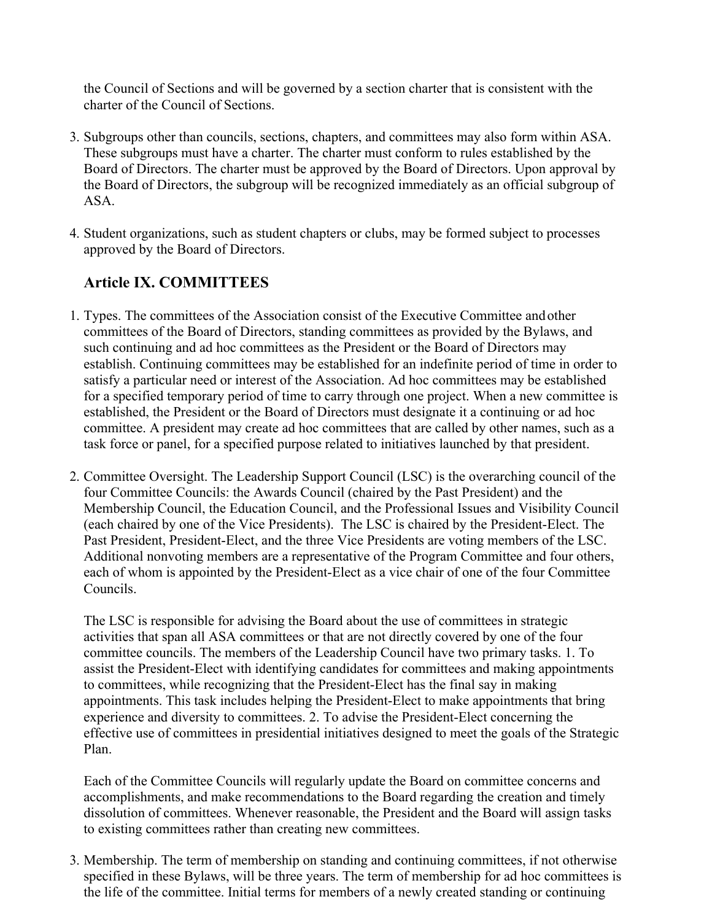the Council of Sections and will be governed by a section charter that is consistent with the charter of the Council of Sections.

3. Subgroups other than councils, sections, chapters, and committees may also form within ASA. These subgroups must have a charter. The charter must conform to rules established by the Board of Directors. The charter must be approved by the Board of Directors. Upon approval by the Board of Directors, the subgroup will be recognized immediately as an official subgroup of ASA.

4. Student organizations, such as student chapters or clubs, may be formed subject to processes approved by the Board of Directors.

## Article IX. COMMITTEES

1. Types. The committees of the Association consist of the Executive Committee and other committees of the Board of Directors, standing committees as provided by the Bylaws, and such continuing and ad hoc committees as the President or the Board of Directors may establish. Continuing committees may be established for an indefinite period of time in order to satisfy a particular need or interest of the Association. Ad hoc committees may be established for a specified temporary period of time to carry through one project. When a new committee is established, the President or the Board of Directors must designate it a continuing or ad hoc committee. A president may create ad hoc committees that are called by other names, such as a task force or panel, for a specified purpose related to initiatives launched by that president.

2. Committee Oversight. The Leadership Support Council (LSC) is the overarching council of the four Committee Councils: the Awards Council (chaired by the Past President) and the Membership Council, the Education Council, and the Professional Issues and Visibility Council (each chaired by one of the Vice Presidents). The LSC is chaired by the President-Elect. The Past President, President-Elect, and the three Vice Presidents are voting members of the LSC. Additional nonvoting members are a representative of the Program Committee and four others, each of whom is appointed by the President-Elect as a vice chair of one of the four Committee Councils.

   The LSC is responsible for advising the Board about the use of committees in strategic activities that span all ASA committees or that are not directly covered by one of the four committee councils. The members of the Leadership Council have two primary tasks. 1. To assist the President-Elect with identifying candidates for committees and making appointments to committees, while recognizing that the President-Elect has the final say in making appointments. This task includes helping the President-Elect to make appointments that bring experience and diversity to committees. 2. To advise the President-Elect concerning the effective use of committees in presidential initiatives designed to meet the goals of the Strategic Plan.

   Each of the Committee Councils will regularly update the Board on committee concerns and accomplishments, and make recommendations to the Board regarding the creation and timely dissolution of committees. Whenever reasonable, the President and the Board will assign tasks to existing committees rather than creating new committees.

3. Membership. The term of membership on standing and continuing committees, if not otherwise specified in these Bylaws, will be three years. The term of membership for ad hoc committees is the life of the committee. Initial terms for members of a newly created standing or continuing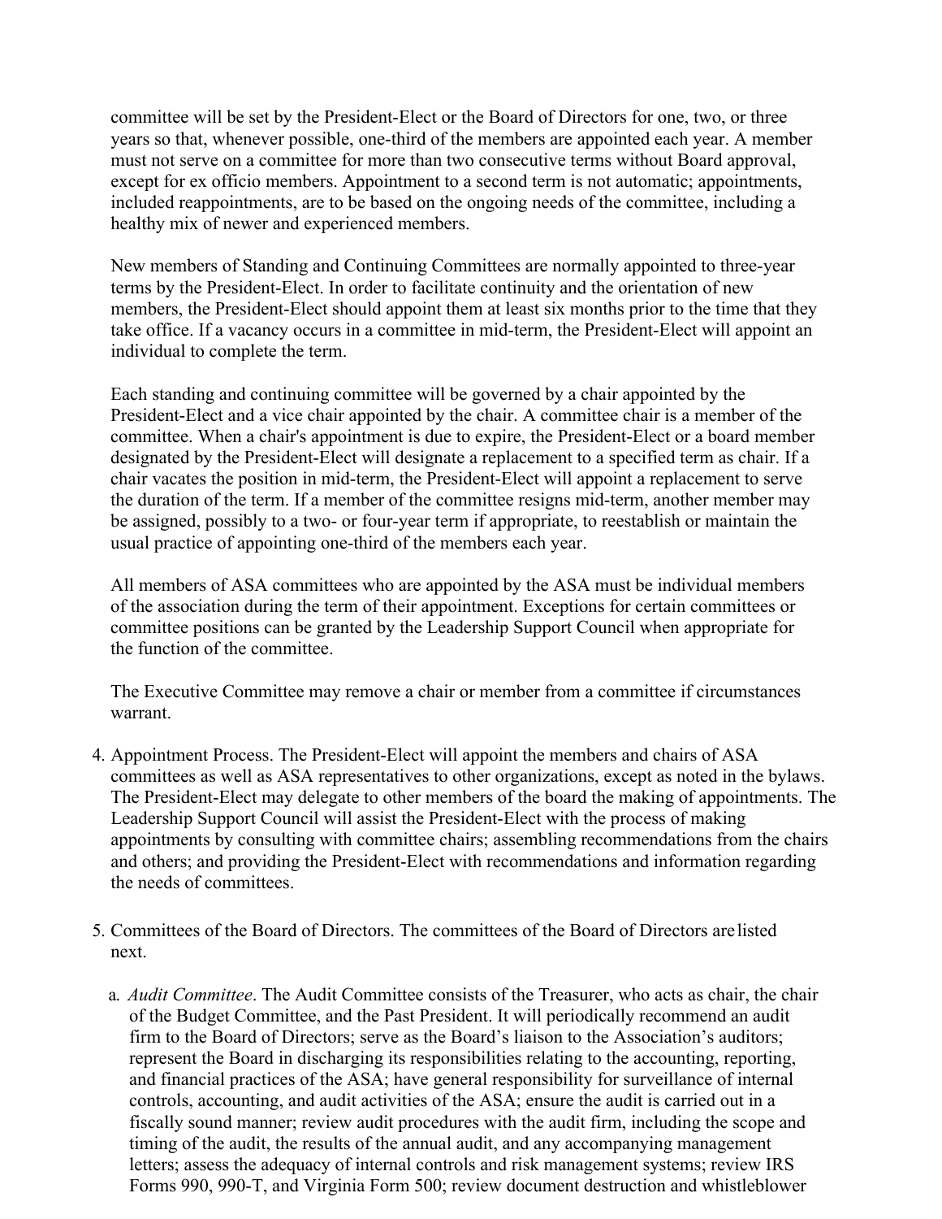committee will be set by the President-Elect or the Board of Directors for one, two, or three years so that, whenever possible, one-third of the members are appointed each year. A member must not serve on a committee for more than two consecutive terms without Board approval, except for ex officio members. Appointment to a second term is not automatic; appointments, included reappointments, are to be based on the ongoing needs of the committee, including a healthy mix of newer and experienced members.

New members of Standing and Continuing Committees are normally appointed to three-year terms by the President-Elect. In order to facilitate continuity and the orientation of new members, the President-Elect should appoint them at least six months prior to the time that they take office. If a vacancy occurs in a committee in mid-term, the President-Elect will appoint an individual to complete the term.

Each standing and continuing committee will be governed by a chair appointed by the President-Elect and a vice chair appointed by the chair. A committee chair is a member of the committee. When a chair's appointment is due to expire, the President-Elect or a board member designated by the President-Elect will designate a replacement to a specified term as chair. If a chair vacates the position in mid-term, the President-Elect will appoint a replacement to serve the duration of the term. If a member of the committee resigns mid-term, another member may be assigned, possibly to a two- or four-year term if appropriate, to reestablish or maintain the usual practice of appointing one-third of the members each year.

All members of ASA committees who are appointed by the ASA must be individual members of the association during the term of their appointment. Exceptions for certain committees or committee positions can be granted by the Leadership Support Council when appropriate for the function of the committee.

The Executive Committee may remove a chair or member from a committee if circumstances warrant.

4. Appointment Process. The President-Elect will appoint the members and chairs of ASA committees as well as ASA representatives to other organizations, except as noted in the bylaws. The President-Elect may delegate to other members of the board the making of appointments. The Leadership Support Council will assist the President-Elect with the process of making appointments by consulting with committee chairs; assembling recommendations from the chairs and others; and providing the President-Elect with recommendations and information regarding the needs of committees.

5. Committees of the Board of Directors. The committees of the Board of Directors are listed next.

   a. *Audit Committee*. The Audit Committee consists of the Treasurer, who acts as chair, the chair of the Budget Committee, and the Past President. It will periodically recommend an audit firm to the Board of Directors; serve as the Board's liaison to the Association's auditors; represent the Board in discharging its responsibilities relating to the accounting, reporting, and financial practices of the ASA; have general responsibility for surveillance of internal controls, accounting, and audit activities of the ASA; ensure the audit is carried out in a fiscally sound manner; review audit procedures with the audit firm, including the scope and timing of the audit, the results of the annual audit, and any accompanying management letters; assess the adequacy of internal controls and risk management systems; review IRS Forms 990, 990-T, and Virginia Form 500; review document destruction and whistleblower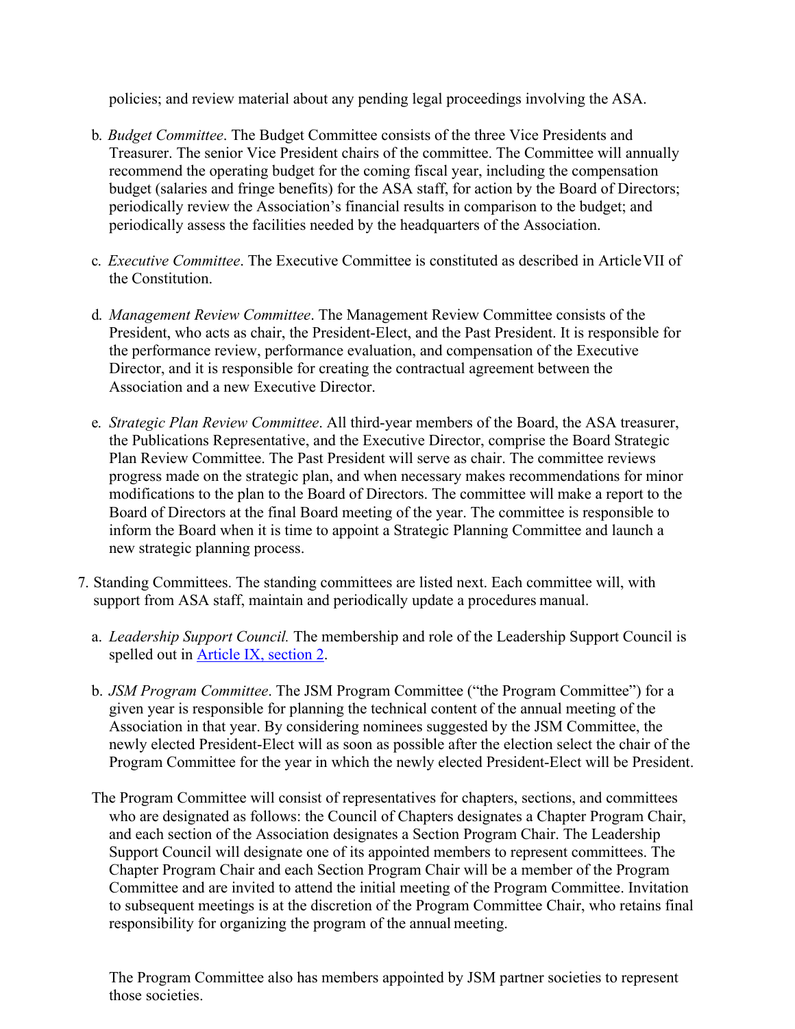policies; and review material about any pending legal proceedings involving the ASA.

b. *Budget Committee*. The Budget Committee consists of the three Vice Presidents and Treasurer. The senior Vice President chairs of the committee. The Committee will annually recommend the operating budget for the coming fiscal year, including the compensation budget (salaries and fringe benefits) for the ASA staff, for action by the Board of Directors; periodically review the Association's financial results in comparison to the budget; and periodically assess the facilities needed by the headquarters of the Association.

c. *Executive Committee*. The Executive Committee is constituted as described in Article VII of the Constitution.

d. *Management Review Committee*. The Management Review Committee consists of the President, who acts as chair, the President-Elect, and the Past President. It is responsible for the performance review, performance evaluation, and compensation of the Executive Director, and it is responsible for creating the contractual agreement between the Association and a new Executive Director.

e. *Strategic Plan Review Committee*. All third-year members of the Board, the ASA treasurer, the Publications Representative, and the Executive Director, comprise the Board Strategic Plan Review Committee. The Past President will serve as chair. The committee reviews progress made on the strategic plan, and when necessary makes recommendations for minor modifications to the plan to the Board of Directors. The committee will make a report to the Board of Directors at the final Board meeting of the year. The committee is responsible to inform the Board when it is time to appoint a Strategic Planning Committee and launch a new strategic planning process.

7. Standing Committees. The standing committees are listed next. Each committee will, with support from ASA staff, maintain and periodically update a procedures manual.

a. *Leadership Support Council.* The membership and role of the Leadership Support Council is spelled out in [Article IX, section 2](#).

b. *JSM Program Committee*. The JSM Program Committee ("the Program Committee") for a given year is responsible for planning the technical content of the annual meeting of the Association in that year. By considering nominees suggested by the JSM Committee, the newly elected President-Elect will as soon as possible after the election select the chair of the Program Committee for the year in which the newly elected President-Elect will be President.

The Program Committee will consist of representatives for chapters, sections, and committees who are designated as follows: the Council of Chapters designates a Chapter Program Chair, and each section of the Association designates a Section Program Chair. The Leadership Support Council will designate one of its appointed members to represent committees. The Chapter Program Chair and each Section Program Chair will be a member of the Program Committee and are invited to attend the initial meeting of the Program Committee. Invitation to subsequent meetings is at the discretion of the Program Committee Chair, who retains final responsibility for organizing the program of the annual meeting.

The Program Committee also has members appointed by JSM partner societies to represent those societies.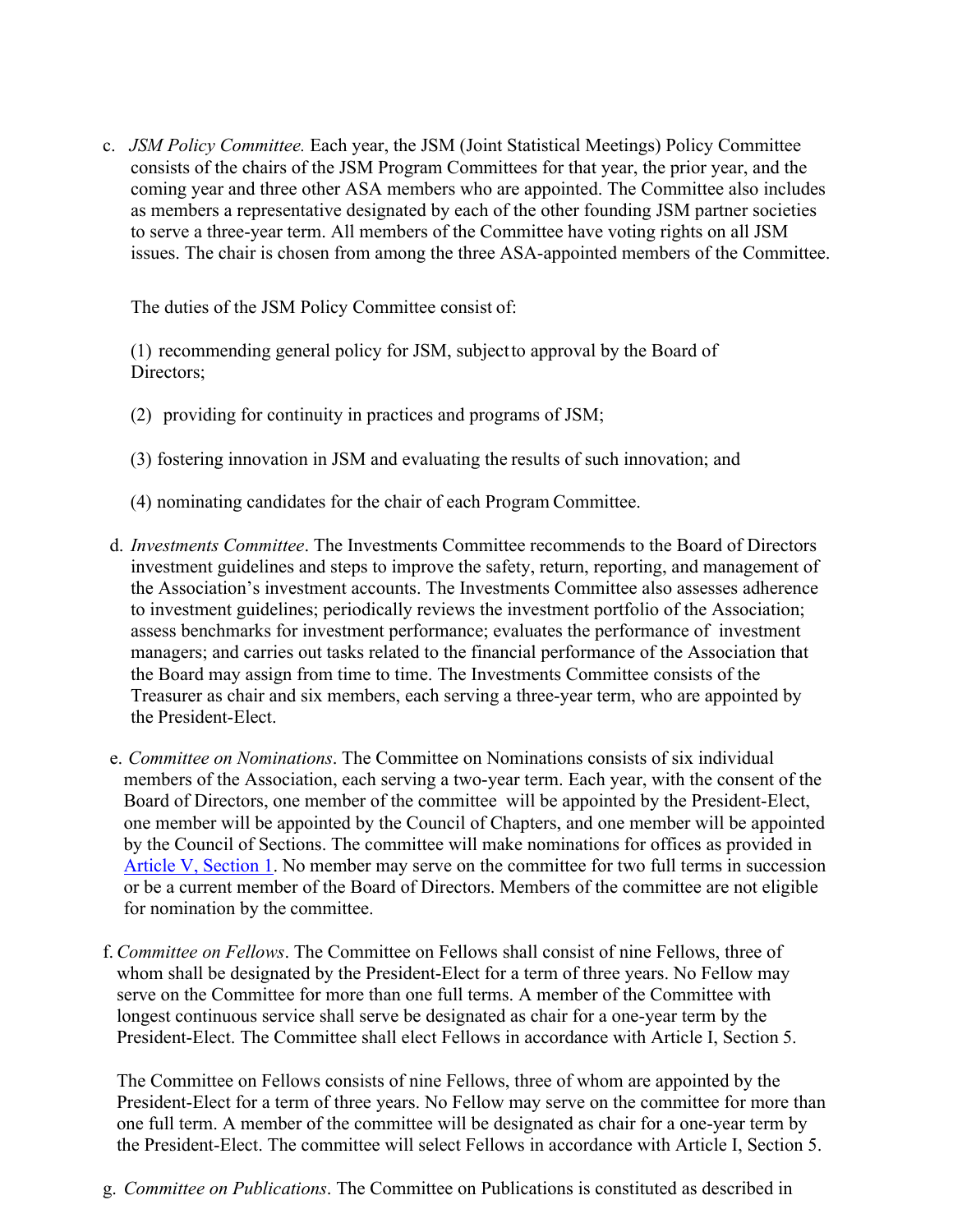c. *JSM Policy Committee.* Each year, the JSM (Joint Statistical Meetings) Policy Committee consists of the chairs of the JSM Program Committees for that year, the prior year, and the coming year and three other ASA members who are appointed. The Committee also includes as members a representative designated by each of the other founding JSM partner societies to serve a three-year term. All members of the Committee have voting rights on all JSM issues. The chair is chosen from among the three ASA-appointed members of the Committee.

The duties of the JSM Policy Committee consist of:

(1) recommending general policy for JSM, subject to approval by the Board of Directors;

(2) providing for continuity in practices and programs of JSM;

(3) fostering innovation in JSM and evaluating the results of such innovation; and

(4) nominating candidates for the chair of each Program Committee.

d. *Investments Committee*. The Investments Committee recommends to the Board of Directors investment guidelines and steps to improve the safety, return, reporting, and management of the Association's investment accounts. The Investments Committee also assesses adherence to investment guidelines; periodically reviews the investment portfolio of the Association; assess benchmarks for investment performance; evaluates the performance of investment managers; and carries out tasks related to the financial performance of the Association that the Board may assign from time to time. The Investments Committee consists of the Treasurer as chair and six members, each serving a three-year term, who are appointed by the President-Elect.

e. *Committee on Nominations*. The Committee on Nominations consists of six individual members of the Association, each serving a two-year term. Each year, with the consent of the Board of Directors, one member of the committee will be appointed by the President-Elect, one member will be appointed by the Council of Chapters, and one member will be appointed by the Council of Sections. The committee will make nominations for offices as provided in Article V, Section 1. No member may serve on the committee for two full terms in succession or be a current member of the Board of Directors. Members of the committee are not eligible for nomination by the committee.

f. *Committee on Fellows*. The Committee on Fellows shall consist of nine Fellows, three of whom shall be designated by the President-Elect for a term of three years. No Fellow may serve on the Committee for more than one full terms. A member of the Committee with longest continuous service shall serve be designated as chair for a one-year term by the President-Elect. The Committee shall elect Fellows in accordance with Article I, Section 5.

The Committee on Fellows consists of nine Fellows, three of whom are appointed by the President-Elect for a term of three years. No Fellow may serve on the committee for more than one full term. A member of the committee will be designated as chair for a one-year term by the President-Elect. The committee will select Fellows in accordance with Article I, Section 5.

g. *Committee on Publications*. The Committee on Publications is constituted as described in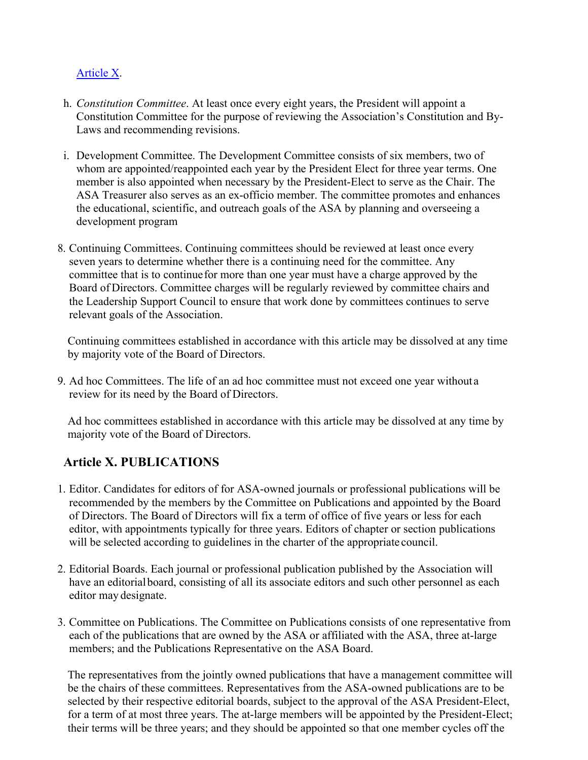Article X.

h. *Constitution Committee*. At least once every eight years, the President will appoint a Constitution Committee for the purpose of reviewing the Association's Constitution and By-Laws and recommending revisions.

i. Development Committee. The Development Committee consists of six members, two of whom are appointed/reappointed each year by the President Elect for three year terms. One member is also appointed when necessary by the President-Elect to serve as the Chair. The ASA Treasurer also serves as an ex-officio member. The committee promotes and enhances the educational, scientific, and outreach goals of the ASA by planning and overseeing a development program

8. Continuing Committees. Continuing committees should be reviewed at least once every seven years to determine whether there is a continuing need for the committee. Any committee that is to continue for more than one year must have a charge approved by the Board of Directors. Committee charges will be regularly reviewed by committee chairs and the Leadership Support Council to ensure that work done by committees continues to serve relevant goals of the Association.

   Continuing committees established in accordance with this article may be dissolved at any time by majority vote of the Board of Directors.

9. Ad hoc Committees. The life of an ad hoc committee must not exceed one year without a review for its need by the Board of Directors.

   Ad hoc committees established in accordance with this article may be dissolved at any time by majority vote of the Board of Directors.

## Article X. PUBLICATIONS

1. Editor. Candidates for editors of for ASA-owned journals or professional publications will be recommended by the members by the Committee on Publications and appointed by the Board of Directors. The Board of Directors will fix a term of office of five years or less for each editor, with appointments typically for three years. Editors of chapter or section publications will be selected according to guidelines in the charter of the appropriate council.

2. Editorial Boards. Each journal or professional publication published by the Association will have an editorial board, consisting of all its associate editors and such other personnel as each editor may designate.

3. Committee on Publications. The Committee on Publications consists of one representative from each of the publications that are owned by the ASA or affiliated with the ASA, three at-large members; and the Publications Representative on the ASA Board.

   The representatives from the jointly owned publications that have a management committee will be the chairs of these committees. Representatives from the ASA-owned publications are to be selected by their respective editorial boards, subject to the approval of the ASA President-Elect, for a term of at most three years. The at-large members will be appointed by the President-Elect; their terms will be three years; and they should be appointed so that one member cycles off the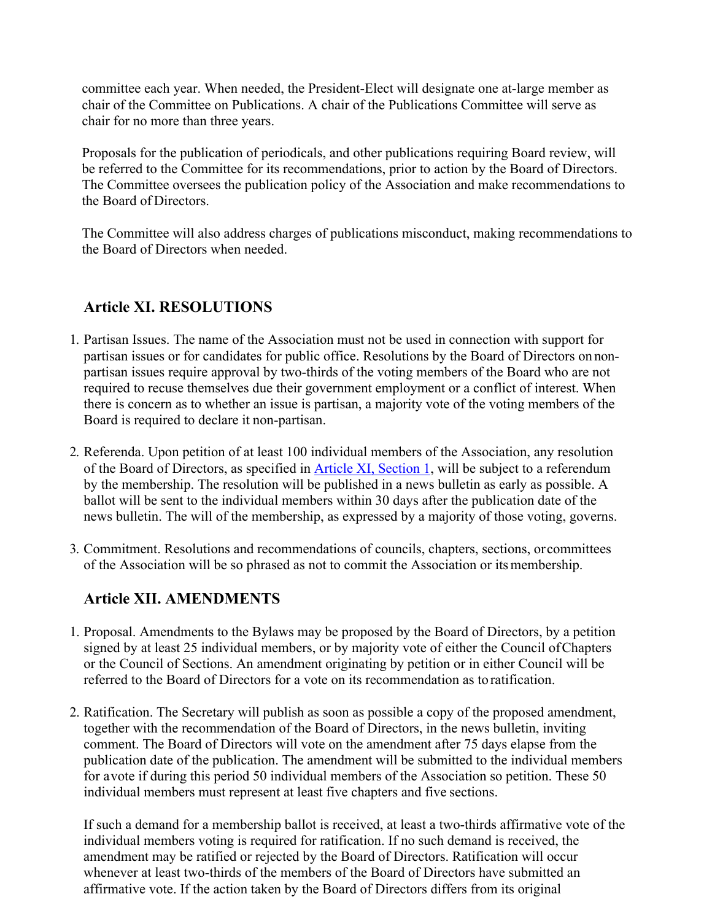committee each year. When needed, the President-Elect will designate one at-large member as chair of the Committee on Publications. A chair of the Publications Committee will serve as chair for no more than three years.

Proposals for the publication of periodicals, and other publications requiring Board review, will be referred to the Committee for its recommendations, prior to action by the Board of Directors. The Committee oversees the publication policy of the Association and make recommendations to the Board of Directors.

The Committee will also address charges of publications misconduct, making recommendations to the Board of Directors when needed.

## Article XI. RESOLUTIONS

1. Partisan Issues. The name of the Association must not be used in connection with support for partisan issues or for candidates for public office. Resolutions by the Board of Directors on non-partisan issues require approval by two-thirds of the voting members of the Board who are not required to recuse themselves due their government employment or a conflict of interest. When there is concern as to whether an issue is partisan, a majority vote of the voting members of the Board is required to declare it non-partisan.

2. Referenda. Upon petition of at least 100 individual members of the Association, any resolution of the Board of Directors, as specified in Article XI, Section 1, will be subject to a referendum by the membership. The resolution will be published in a news bulletin as early as possible. A ballot will be sent to the individual members within 30 days after the publication date of the news bulletin. The will of the membership, as expressed by a majority of those voting, governs.

3. Commitment. Resolutions and recommendations of councils, chapters, sections, or committees of the Association will be so phrased as not to commit the Association or its membership.

## Article XII. AMENDMENTS

1. Proposal. Amendments to the Bylaws may be proposed by the Board of Directors, by a petition signed by at least 25 individual members, or by majority vote of either the Council of Chapters or the Council of Sections. An amendment originating by petition or in either Council will be referred to the Board of Directors for a vote on its recommendation as to ratification.

2. Ratification. The Secretary will publish as soon as possible a copy of the proposed amendment, together with the recommendation of the Board of Directors, in the news bulletin, inviting comment. The Board of Directors will vote on the amendment after 75 days elapse from the publication date of the publication. The amendment will be submitted to the individual members for a vote if during this period 50 individual members of the Association so petition. These 50 individual members must represent at least five chapters and five sections.

   If such a demand for a membership ballot is received, at least a two-thirds affirmative vote of the individual members voting is required for ratification. If no such demand is received, the amendment may be ratified or rejected by the Board of Directors. Ratification will occur whenever at least two-thirds of the members of the Board of Directors have submitted an affirmative vote. If the action taken by the Board of Directors differs from its original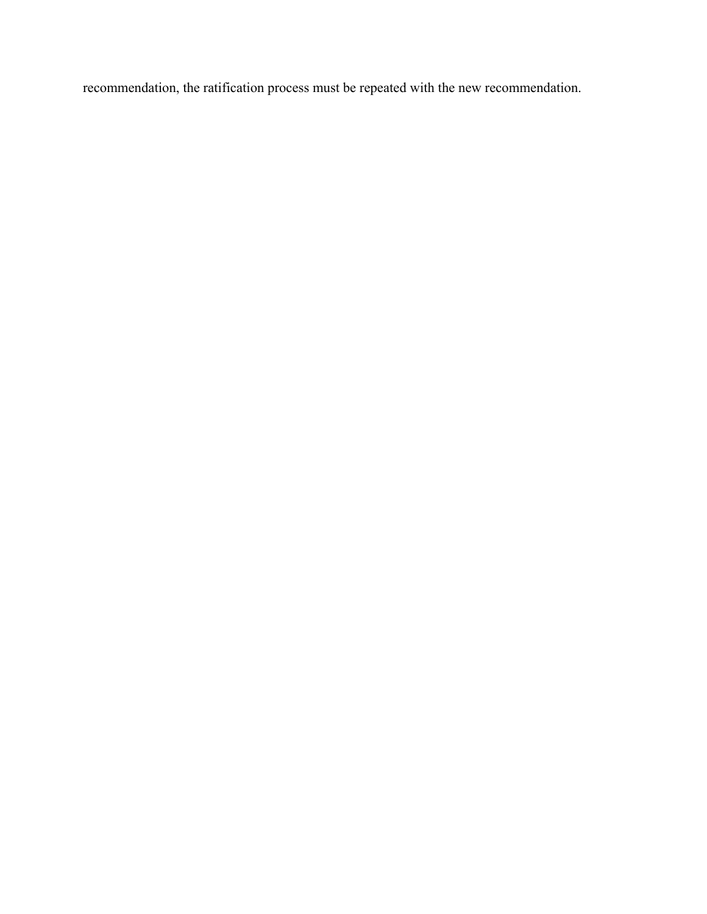recommendation, the ratification process must be repeated with the new recommendation.